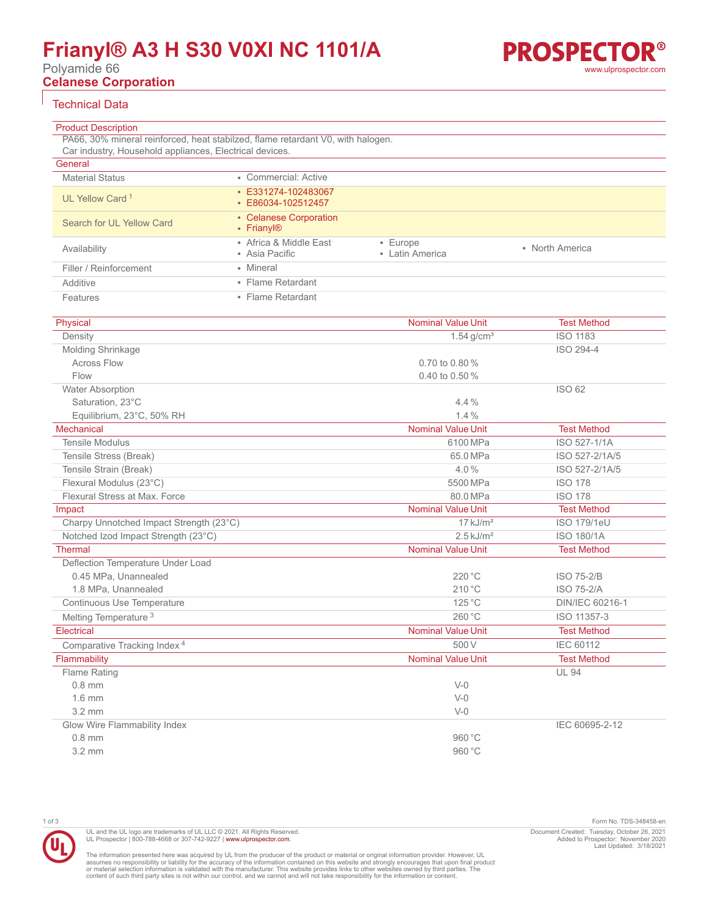# Frianyl® A3 H S30 V0XI NC 1101/A

Polyamide 66

**Celanese Corporation**

## Technical Data

### Product Description

PA66, 30% mineral reinforced, heat stabilzed, flame retardant V0, with halogen.
Car industry, Household appliances, Electrical devices.

### General

| | |
|---|---|
| Material Status | • Commercial: Active |
| UL Yellow Card [1] | • E331274-102483067<br>• E86034-102512457 |
| Search for UL Yellow Card | • Celanese Corporation<br>• Frianyl® |
| Availability | • Africa & Middle East<br>• Asia Pacific<br>• Europe<br>• Latin America<br>• North America |
| Filler / Reinforcement | • Mineral |
| Additive | • Flame Retardant |
| Features | • Flame Retardant |

| Physical | Nominal Value Unit | Test Method |
|---|---|---|
| Density | 1.54 g/cm³ | ISO 1183 |
| Molding Shrinkage | | ISO 294-4 |
| Across Flow | 0.70 to 0.80 % | |
| Flow | 0.40 to 0.50 % | |
| Water Absorption | | ISO 62 |
| Saturation, 23°C | 4.4 % | |
| Equilibrium, 23°C, 50% RH | 1.4 % | |

| Mechanical | Nominal Value Unit | Test Method |
|---|---|---|
| Tensile Modulus | 6100 MPa | ISO 527-1/1A |
| Tensile Stress (Break) | 65.0 MPa | ISO 527-2/1A/5 |
| Tensile Strain (Break) | 4.0 % | ISO 527-2/1A/5 |
| Flexural Modulus (23°C) | 5500 MPa | ISO 178 |
| Flexural Stress at Max. Force | 80.0 MPa | ISO 178 |

| Impact | Nominal Value Unit | Test Method |
|---|---|---|
| Charpy Unnotched Impact Strength (23°C) | 17 kJ/m² | ISO 179/1eU |
| Notched Izod Impact Strength (23°C) | 2.5 kJ/m² | ISO 180/1A |

| Thermal | Nominal Value Unit | Test Method |
|---|---|---|
| Deflection Temperature Under Load | | |
| 0.45 MPa, Unannealed | 220 °C | ISO 75-2/B |
| 1.8 MPa, Unannealed | 210 °C | ISO 75-2/A |
| Continuous Use Temperature | 125 °C | DIN/IEC 60216-1 |
| Melting Temperature [3] | 260 °C | ISO 11357-3 |

| Electrical | Nominal Value Unit | Test Method |
|---|---|---|
| Comparative Tracking Index [4] | 500 V | IEC 60112 |

| Flammability | Nominal Value Unit | Test Method |
|---|---|---|
| Flame Rating | | UL 94 |
| 0.8 mm | V-0 | |
| 1.6 mm | V-0 | |
| 3.2 mm | V-0 | |
| Glow Wire Flammability Index | | IEC 60695-2-12 |
| 0.8 mm | 960 °C | |
| 3.2 mm | 960 °C | |

Form No. TDS-348458-en

UL and the UL logo are trademarks of UL LLC © 2021. All Rights Reserved.
UL Prospector | 800-788-4668 or 307-742-9227 | www.ulprospector.com.

Document Created: Tuesday, October 26, 2021
Added to Prospector: November 2020
Last Updated: 3/18/2021

The information presented here was acquired by UL from the producer of the product or material or original information provider. However, UL assumes no responsibility or liability for the accuracy of the information contained on this website and strongly encourages that upon final product or material selection information is validated with the manufacturer. This website provides links to other websites owned by third parties. The content of such third party sites is not within our control, and we cannot and will not take responsibility for the information or content.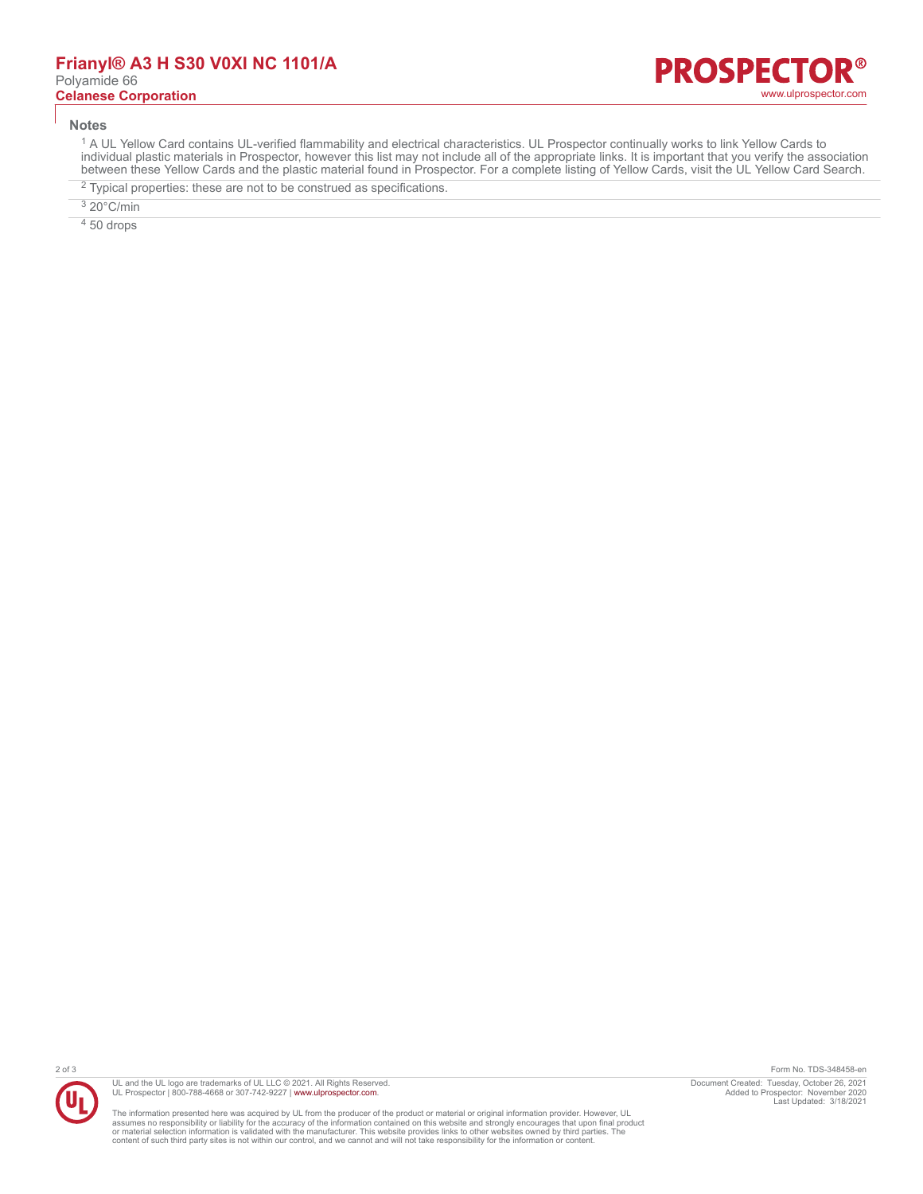## Notes

[1] A UL Yellow Card contains UL-verified flammability and electrical characteristics. UL Prospector continually works to link Yellow Cards to individual plastic materials in Prospector, however this list may not include all of the appropriate links. It is important that you verify the association between these Yellow Cards and the plastic material found in Prospector. For a complete listing of Yellow Cards, visit the UL Yellow Card Search.

[2] Typical properties: these are not to be construed as specifications.

[3] 20°C/min

[4] 50 drops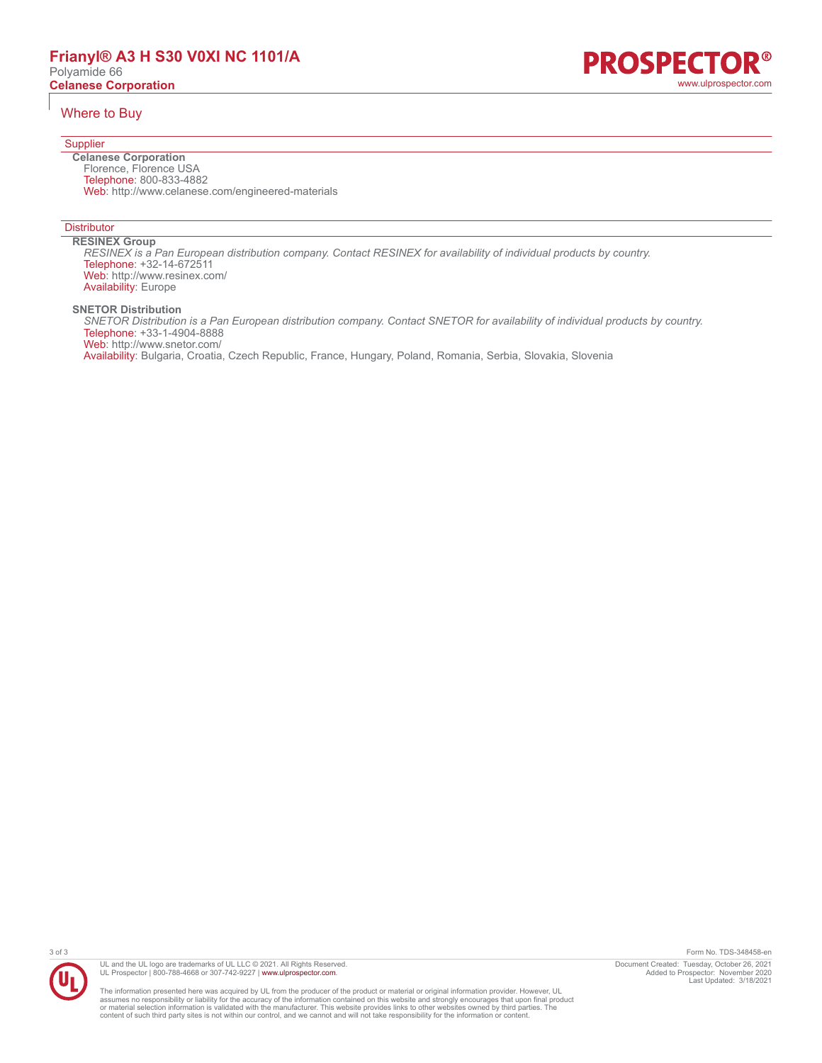## Where to Buy

### Supplier

**Celanese Corporation**
Florence, Florence USA
Telephone: 800-833-4882
Web: http://www.celanese.com/engineered-materials

### Distributor

**RESINEX Group**
*RESINEX is a Pan European distribution company. Contact RESINEX for availability of individual products by country.*
Telephone: +32-14-672511
Web: http://www.resinex.com/
Availability: Europe

**SNETOR Distribution**
*SNETOR Distribution is a Pan European distribution company. Contact SNETOR for availability of individual products by country.*
Telephone: +33-1-4904-8888
Web: http://www.snetor.com/
Availability: Bulgaria, Croatia, Czech Republic, France, Hungary, Poland, Romania, Serbia, Slovakia, Slovenia